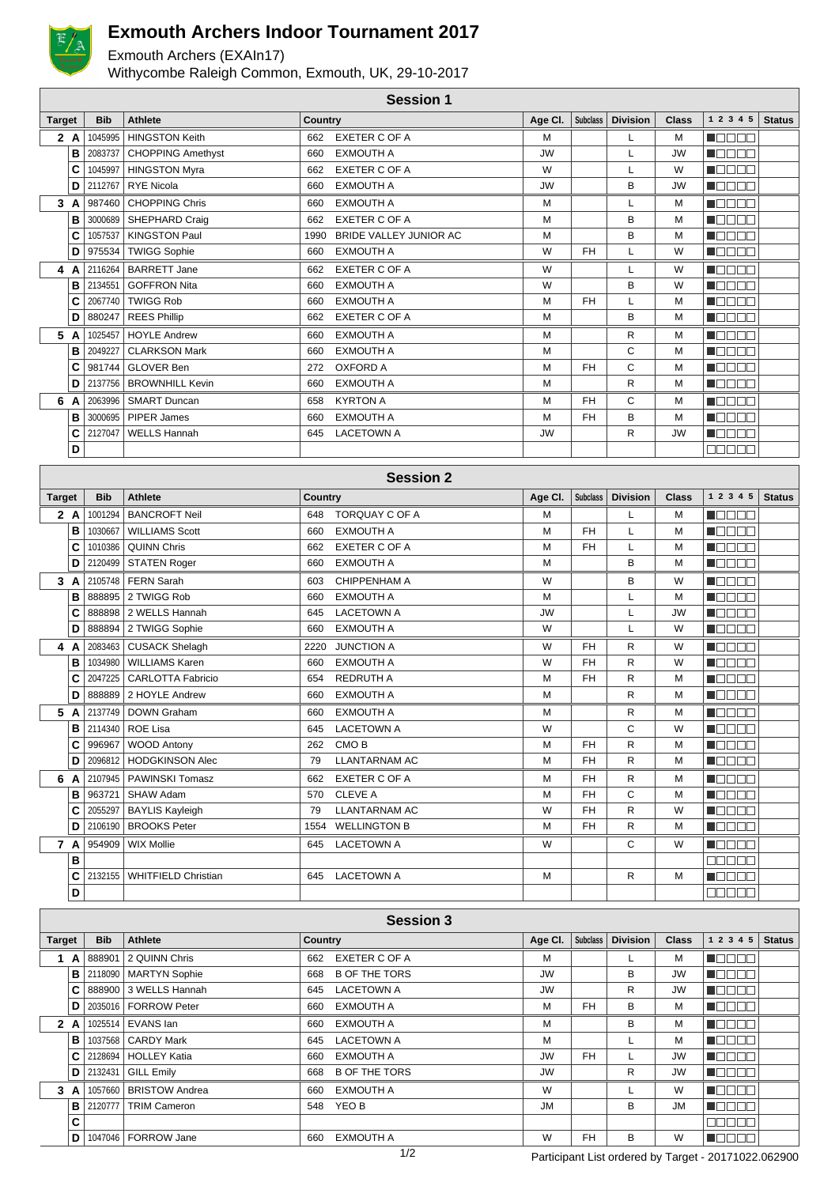# Exmouth Archers Indoor Tournament 2017

Exmouth Archers (EXAIn17)
Withycombe Raleigh Common, Exmouth, UK, 29-10-2017

## Session 1

| Target | | Bib | Athlete | Country | | Age Cl. | Subclass | Division | Class | 1 2 3 4 5 | Status |
|---|---|---|---|---|---|---|---|---|---|---|---|
| 2 | A | 1045995 | HINGSTON Keith | 662 | EXETER C OF A | M | | L | M | | |
| | B | 2083737 | CHOPPING Amethyst | 660 | EXMOUTH A | JW | | L | JW | | |
| | C | 1045997 | HINGSTON Myra | 662 | EXETER C OF A | W | | L | W | | |
| | D | 2112767 | RYE Nicola | 660 | EXMOUTH A | JW | | B | JW | | |
| 3 | A | 987460 | CHOPPING Chris | 660 | EXMOUTH A | M | | L | M | | |
| | B | 3000689 | SHEPHARD Craig | 662 | EXETER C OF A | M | | B | M | | |
| | C | 1057537 | KINGSTON Paul | 1990 | BRIDE VALLEY JUNIOR AC | M | | B | M | | |
| | D | 975534 | TWIGG Sophie | 660 | EXMOUTH A | W | FH | L | W | | |
| 4 | A | 2116264 | BARRETT Jane | 662 | EXETER C OF A | W | | L | W | | |
| | B | 2134551 | GOFFRON Nita | 660 | EXMOUTH A | W | | B | W | | |
| | C | 2067740 | TWIGG Rob | 660 | EXMOUTH A | M | FH | L | M | | |
| | D | 880247 | REES Phillip | 662 | EXETER C OF A | M | | B | M | | |
| 5 | A | 1025457 | HOYLE Andrew | 660 | EXMOUTH A | M | | R | M | | |
| | B | 2049227 | CLARKSON Mark | 660 | EXMOUTH A | M | | C | M | | |
| | C | 981744 | GLOVER Ben | 272 | OXFORD A | M | FH | C | M | | |
| | D | 2137756 | BROWNHILL Kevin | 660 | EXMOUTH A | M | | R | M | | |
| 6 | A | 2063996 | SMART Duncan | 658 | KYRTON A | M | FH | C | M | | |
| | B | 3000695 | PIPER James | 660 | EXMOUTH A | M | FH | B | M | | |
| | C | 2127047 | WELLS Hannah | 645 | LACETOWN A | JW | | R | JW | | |
| | D | | | | | | | | | | |

## Session 2

| Target | | Bib | Athlete | Country | | Age Cl. | Subclass | Division | Class | 1 2 3 4 5 | Status |
|---|---|---|---|---|---|---|---|---|---|---|---|
| 2 | A | 1001294 | BANCROFT Neil | 648 | TORQUAY C OF A | M | | L | M | | |
| | B | 1030667 | WILLIAMS Scott | 660 | EXMOUTH A | M | FH | L | M | | |
| | C | 1010386 | QUINN Chris | 662 | EXETER C OF A | M | FH | L | M | | |
| | D | 2120499 | STATEN Roger | 660 | EXMOUTH A | M | | B | M | | |
| 3 | A | 2105748 | FERN Sarah | 603 | CHIPPENHAM A | W | | B | W | | |
| | B | 888895 | 2 TWIGG Rob | 660 | EXMOUTH A | M | | L | M | | |
| | C | 888898 | 2 WELLS Hannah | 645 | LACETOWN A | JW | | L | JW | | |
| | D | 888894 | 2 TWIGG Sophie | 660 | EXMOUTH A | W | | L | W | | |
| 4 | A | 2083463 | CUSACK Shelagh | 2220 | JUNCTION A | W | FH | R | W | | |
| | B | 1034980 | WILLIAMS Karen | 660 | EXMOUTH A | W | FH | R | W | | |
| | C | 2047225 | CARLOTTA Fabricio | 654 | REDRUTH A | M | FH | R | M | | |
| | D | 888889 | 2 HOYLE Andrew | 660 | EXMOUTH A | M | | R | M | | |
| 5 | A | 2137749 | DOWN Graham | 660 | EXMOUTH A | M | | R | M | | |
| | B | 2114340 | ROE Lisa | 645 | LACETOWN A | W | | C | W | | |
| | C | 996967 | WOOD Antony | 262 | CMO B | M | FH | R | M | | |
| | D | 2096812 | HODGKINSON Alec | 79 | LLANTARNAM AC | M | FH | R | M | | |
| 6 | A | 2107945 | PAWINSKI Tomasz | 662 | EXETER C OF A | M | FH | R | M | | |
| | B | 963721 | SHAW Adam | 570 | CLEVE A | M | FH | C | M | | |
| | C | 2055297 | BAYLIS Kayleigh | 79 | LLANTARNAM AC | W | FH | R | W | | |
| | D | 2106190 | BROOKS Peter | 1554 | WELLINGTON B | M | FH | R | M | | |
| 7 | A | 954909 | WIX Mollie | 645 | LACETOWN A | W | | C | W | | |
| | B | | | | | | | | | | |
| | C | 2132155 | WHITFIELD Christian | 645 | LACETOWN A | M | | R | M | | |
| | D | | | | | | | | | | |

## Session 3

| Target | | Bib | Athlete | Country | | Age Cl. | Subclass | Division | Class | 1 2 3 4 5 | Status |
|---|---|---|---|---|---|---|---|---|---|---|---|
| 1 | A | 888901 | 2 QUINN Chris | 662 | EXETER C OF A | M | | L | M | | |
| | B | 2118090 | MARTYN Sophie | 668 | B OF THE TORS | JW | | B | JW | | |
| | C | 888900 | 3 WELLS Hannah | 645 | LACETOWN A | JW | | R | JW | | |
| | D | 2035016 | FORROW Peter | 660 | EXMOUTH A | M | FH | B | M | | |
| 2 | A | 1025514 | EVANS Ian | 660 | EXMOUTH A | M | | B | M | | |
| | B | 1037568 | CARDY Mark | 645 | LACETOWN A | M | | L | M | | |
| | C | 2128694 | HOLLEY Katia | 660 | EXMOUTH A | JW | FH | L | JW | | |
| | D | 2132431 | GILL Emily | 668 | B OF THE TORS | JW | | R | JW | | |
| 3 | A | 1057660 | BRISTOW Andrea | 660 | EXMOUTH A | W | | L | W | | |
| | B | 2120777 | TRIM Cameron | 548 | YEO B | JM | | B | JM | | |
| | C | | | | | | | | | | |
| | D | 1047046 | FORROW Jane | 660 | EXMOUTH A | W | FH | B | W | | |

Participant List ordered by Target - 20171022.062900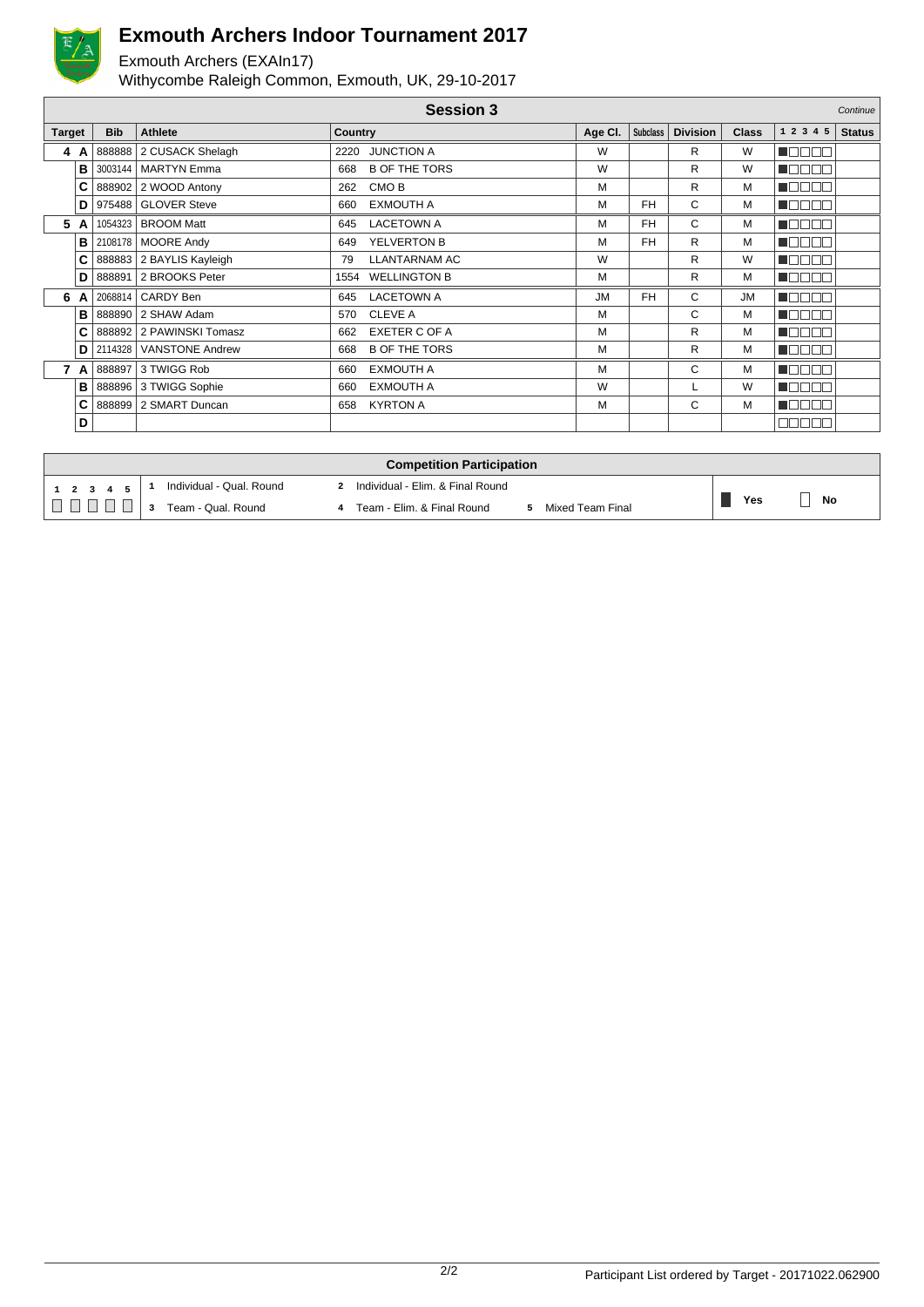# Exmouth Archers Indoor Tournament 2017

Exmouth Archers (EXAIn17)
Withycombe Raleigh Common, Exmouth, UK, 29-10-2017

## Session 3

*Continue*

| Target | | Bib | Athlete | Country | | Age Cl. | Subclass | Division | Class | 1 2 3 4 5 | Status |
|---|---|---|---|---|---|---|---|---|---|---|---|
| 4 | A | 888888 | 2 CUSACK Shelagh | 2220 | JUNCTION A | W | | R | W | ■□□□□ | |
| | B | 3003144 | MARTYN Emma | 668 | B OF THE TORS | W | | R | W | ■□□□□ | |
| | C | 888902 | 2 WOOD Antony | 262 | CMO B | M | | R | M | ■□□□□ | |
| | D | 975488 | GLOVER Steve | 660 | EXMOUTH A | M | FH | C | M | ■□□□□ | |
| 5 | A | 1054323 | BROOM Matt | 645 | LACETOWN A | M | FH | C | M | ■□□□□ | |
| | B | 2108178 | MOORE Andy | 649 | YELVERTON B | M | FH | R | M | ■□□□□ | |
| | C | 888883 | 2 BAYLIS Kayleigh | 79 | LLANTARNAM AC | W | | R | W | ■□□□□ | |
| | D | 888891 | 2 BROOKS Peter | 1554 | WELLINGTON B | M | | R | M | ■□□□□ | |
| 6 | A | 2068814 | CARDY Ben | 645 | LACETOWN A | JM | FH | C | JM | ■□□□□ | |
| | B | 888890 | 2 SHAW Adam | 570 | CLEVE A | M | | C | M | ■□□□□ | |
| | C | 888892 | 2 PAWINSKI Tomasz | 662 | EXETER C OF A | M | | R | M | ■□□□□ | |
| | D | 2114328 | VANSTONE Andrew | 668 | B OF THE TORS | M | | R | M | ■□□□□ | |
| 7 | A | 888897 | 3 TWIGG Rob | 660 | EXMOUTH A | M | | C | M | ■□□□□ | |
| | B | 888896 | 3 TWIGG Sophie | 660 | EXMOUTH A | W | | L | W | ■□□□□ | |
| | C | 888899 | 2 SMART Duncan | 658 | KYRTON A | M | | C | M | ■□□□□ | |
| | D | | | | | | | | | □□□□□ | |

## Competition Participation

| 1 2 3 4 5 | | | | |
|---|---|---|---|---|
| □ □ □ □ □ | 1 Individual - Qual. Round | 2 Individual - Elim. & Final Round | | ■ Yes □ No |
| | 3 Team - Qual. Round | 4 Team - Elim. & Final Round | 5 Mixed Team Final | |

Participant List ordered by Target - 20171022.062900